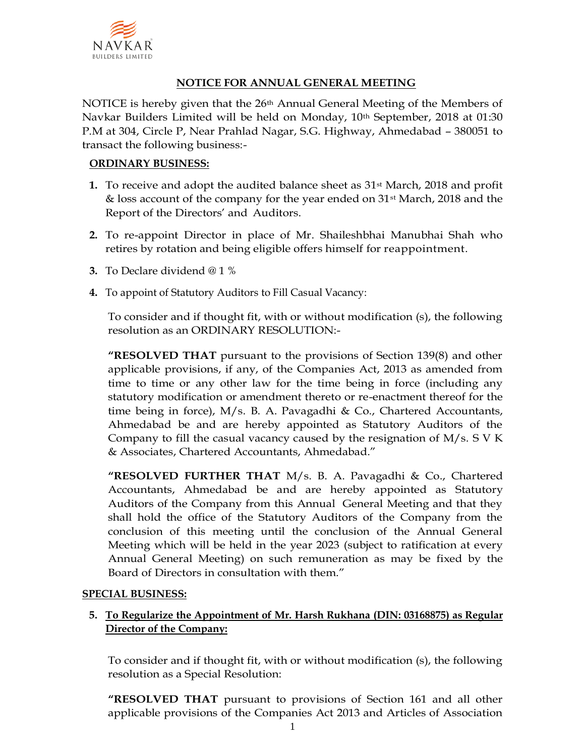NAVKAR
BUILDERS LIMITED

# NOTICE FOR ANNUAL GENERAL MEETING

NOTICE is hereby given that the 26th Annual General Meeting of the Members of Navkar Builders Limited will be held on Monday, 10th September, 2018 at 01:30 P.M at 304, Circle P, Near Prahlad Nagar, S.G. Highway, Ahmedabad – 380051 to transact the following business:-

## ORDINARY BUSINESS:

1. To receive and adopt the audited balance sheet as 31st March, 2018 and profit & loss account of the company for the year ended on 31st March, 2018 and the Report of the Directors' and Auditors.

2. To re-appoint Director in place of Mr. Shaileshbhai Manubhai Shah who retires by rotation and being eligible offers himself for reappointment.

3. To Declare dividend @ 1 %

4. To appoint of Statutory Auditors to Fill Casual Vacancy:

   To consider and if thought fit, with or without modification (s), the following resolution as an ORDINARY RESOLUTION:-

   **"RESOLVED THAT** pursuant to the provisions of Section 139(8) and other applicable provisions, if any, of the Companies Act, 2013 as amended from time to time or any other law for the time being in force (including any statutory modification or amendment thereto or re-enactment thereof for the time being in force), M/s. B. A. Pavagadhi & Co., Chartered Accountants, Ahmedabad be and are hereby appointed as Statutory Auditors of the Company to fill the casual vacancy caused by the resignation of M/s. S V K & Associates, Chartered Accountants, Ahmedabad."

   **"RESOLVED FURTHER THAT** M/s. B. A. Pavagadhi & Co., Chartered Accountants, Ahmedabad be and are hereby appointed as Statutory Auditors of the Company from this Annual General Meeting and that they shall hold the office of the Statutory Auditors of the Company from the conclusion of this meeting until the conclusion of the Annual General Meeting which will be held in the year 2023 (subject to ratification at every Annual General Meeting) on such remuneration as may be fixed by the Board of Directors in consultation with them."

## SPECIAL BUSINESS:

5. **To Regularize the Appointment of Mr. Harsh Rukhana (DIN: 03168875) as Regular Director of the Company:**

   To consider and if thought fit, with or without modification (s), the following resolution as a Special Resolution:

   **"RESOLVED THAT** pursuant to provisions of Section 161 and all other applicable provisions of the Companies Act 2013 and Articles of Association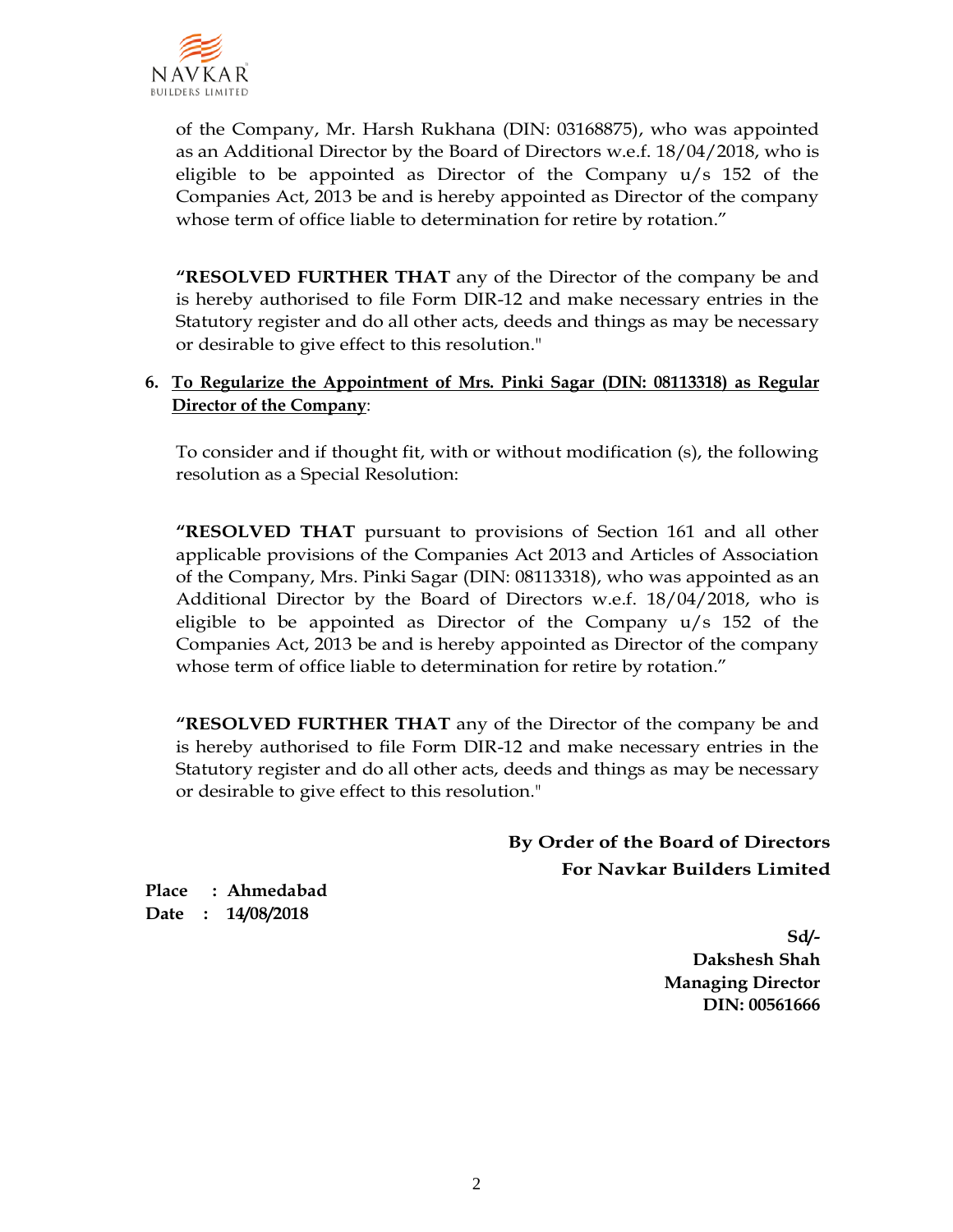of the Company, Mr. Harsh Rukhana (DIN: 03168875), who was appointed as an Additional Director by the Board of Directors w.e.f. 18/04/2018, who is eligible to be appointed as Director of the Company u/s 152 of the Companies Act, 2013 be and is hereby appointed as Director of the company whose term of office liable to determination for retire by rotation."

**"RESOLVED FURTHER THAT** any of the Director of the company be and is hereby authorised to file Form DIR-12 and make necessary entries in the Statutory register and do all other acts, deeds and things as may be necessary or desirable to give effect to this resolution."

6. **To Regularize the Appointment of Mrs. Pinki Sagar (DIN: 08113318) as Regular Director of the Company**:

To consider and if thought fit, with or without modification (s), the following resolution as a Special Resolution:

**"RESOLVED THAT** pursuant to provisions of Section 161 and all other applicable provisions of the Companies Act 2013 and Articles of Association of the Company, Mrs. Pinki Sagar (DIN: 08113318), who was appointed as an Additional Director by the Board of Directors w.e.f. 18/04/2018, who is eligible to be appointed as Director of the Company u/s 152 of the Companies Act, 2013 be and is hereby appointed as Director of the company whose term of office liable to determination for retire by rotation."

**"RESOLVED FURTHER THAT** any of the Director of the company be and is hereby authorised to file Form DIR-12 and make necessary entries in the Statutory register and do all other acts, deeds and things as may be necessary or desirable to give effect to this resolution."

**By Order of the Board of Directors**
**For Navkar Builders Limited**

**Place : Ahmedabad**
**Date : 14/08/2018**

**Sd/-**
**Dakshesh Shah**
**Managing Director**
**DIN: 00561666**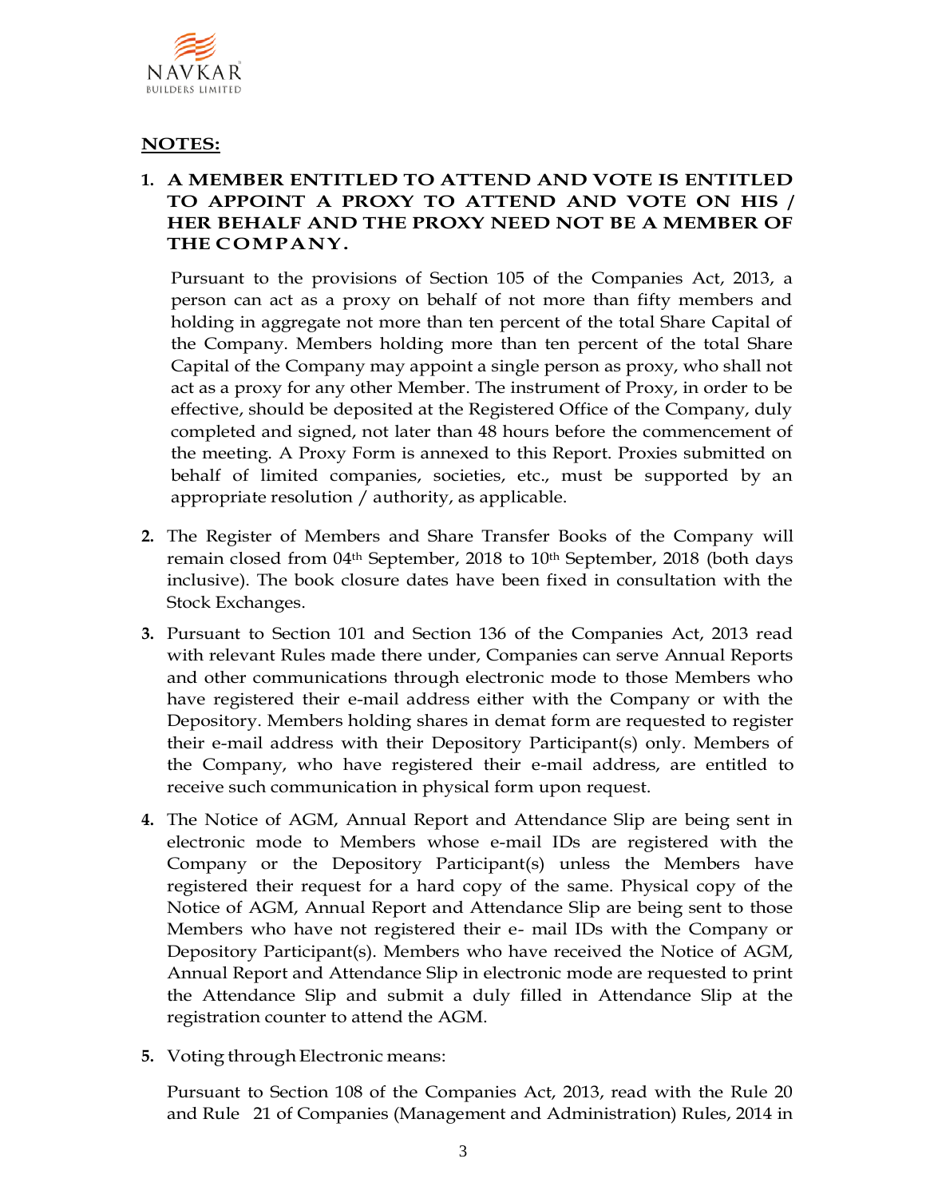## NOTES:

1. **A MEMBER ENTITLED TO ATTEND AND VOTE IS ENTITLED TO APPOINT A PROXY TO ATTEND AND VOTE ON HIS / HER BEHALF AND THE PROXY NEED NOT BE A MEMBER OF THE COMPANY.**

   Pursuant to the provisions of Section 105 of the Companies Act, 2013, a person can act as a proxy on behalf of not more than fifty members and holding in aggregate not more than ten percent of the total Share Capital of the Company. Members holding more than ten percent of the total Share Capital of the Company may appoint a single person as proxy, who shall not act as a proxy for any other Member. The instrument of Proxy, in order to be effective, should be deposited at the Registered Office of the Company, duly completed and signed, not later than 48 hours before the commencement of the meeting. A Proxy Form is annexed to this Report. Proxies submitted on behalf of limited companies, societies, etc., must be supported by an appropriate resolution / authority, as applicable.

2. The Register of Members and Share Transfer Books of the Company will remain closed from 04th September, 2018 to 10th September, 2018 (both days inclusive). The book closure dates have been fixed in consultation with the Stock Exchanges.

3. Pursuant to Section 101 and Section 136 of the Companies Act, 2013 read with relevant Rules made there under, Companies can serve Annual Reports and other communications through electronic mode to those Members who have registered their e-mail address either with the Company or with the Depository. Members holding shares in demat form are requested to register their e-mail address with their Depository Participant(s) only. Members of the Company, who have registered their e-mail address, are entitled to receive such communication in physical form upon request.

4. The Notice of AGM, Annual Report and Attendance Slip are being sent in electronic mode to Members whose e-mail IDs are registered with the Company or the Depository Participant(s) unless the Members have registered their request for a hard copy of the same. Physical copy of the Notice of AGM, Annual Report and Attendance Slip are being sent to those Members who have not registered their e- mail IDs with the Company or Depository Participant(s). Members who have received the Notice of AGM, Annual Report and Attendance Slip in electronic mode are requested to print the Attendance Slip and submit a duly filled in Attendance Slip at the registration counter to attend the AGM.

5. Voting through Electronic means:

   Pursuant to Section 108 of the Companies Act, 2013, read with the Rule 20 and Rule 21 of Companies (Management and Administration) Rules, 2014 in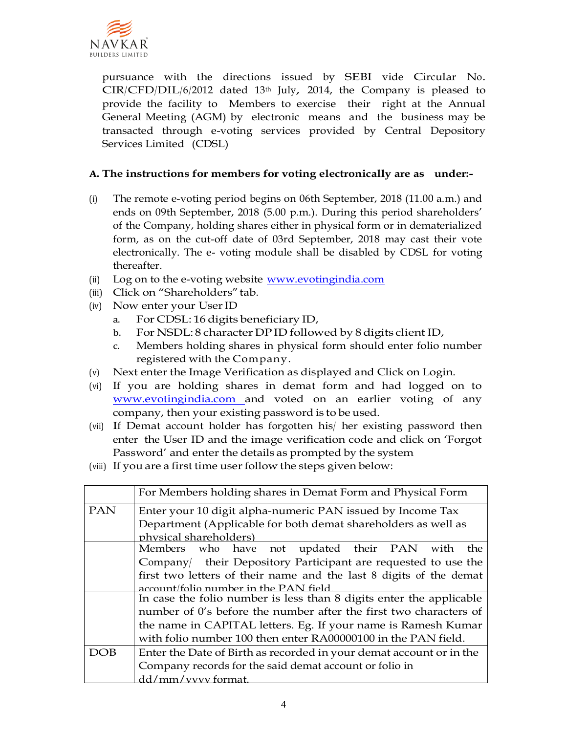pursuance with the directions issued by SEBI vide Circular No. CIR/CFD/DIL/6/2012 dated 13th July, 2014, the Company is pleased to provide the facility to Members to exercise their right at the Annual General Meeting (AGM) by electronic means and the business may be transacted through e-voting services provided by Central Depository Services Limited (CDSL)

**A. The instructions for members for voting electronically are as under:-**

(i) The remote e-voting period begins on 06th September, 2018 (11.00 a.m.) and ends on 09th September, 2018 (5.00 p.m.). During this period shareholders' of the Company, holding shares either in physical form or in dematerialized form, as on the cut-off date of 03rd September, 2018 may cast their vote electronically. The e- voting module shall be disabled by CDSL for voting thereafter.

(ii) Log on to the e-voting website www.evotingindia.com

(iii) Click on "Shareholders" tab.

(iv) Now enter your User ID
   a. For CDSL: 16 digits beneficiary ID,
   b. For NSDL: 8 character DP ID followed by 8 digits client ID,
   c. Members holding shares in physical form should enter folio number registered with the Company.

(v) Next enter the Image Verification as displayed and Click on Login.

(vi) If you are holding shares in demat form and had logged on to www.evotingindia.com and voted on an earlier voting of any company, then your existing password is to be used.

(vii) If Demat account holder has forgotten his/ her existing password then enter the User ID and the image verification code and click on 'Forgot Password' and enter the details as prompted by the system

(viii) If you are a first time user follow the steps given below:

| | For Members holding shares in Demat Form and Physical Form |
|---|---|
| PAN | Enter your 10 digit alpha-numeric PAN issued by Income Tax Department (Applicable for both demat shareholders as well as physical shareholders) |
| | Members who have not updated their PAN with the Company/ their Depository Participant are requested to use the first two letters of their name and the last 8 digits of the demat account/folio number in the PAN field |
| | In case the folio number is less than 8 digits enter the applicable number of 0's before the number after the first two characters of the name in CAPITAL letters. Eg. If your name is Ramesh Kumar with folio number 100 then enter RA00000100 in the PAN field. |
| DOB | Enter the Date of Birth as recorded in your demat account or in the Company records for the said demat account or folio in dd/mm/yyyy format. |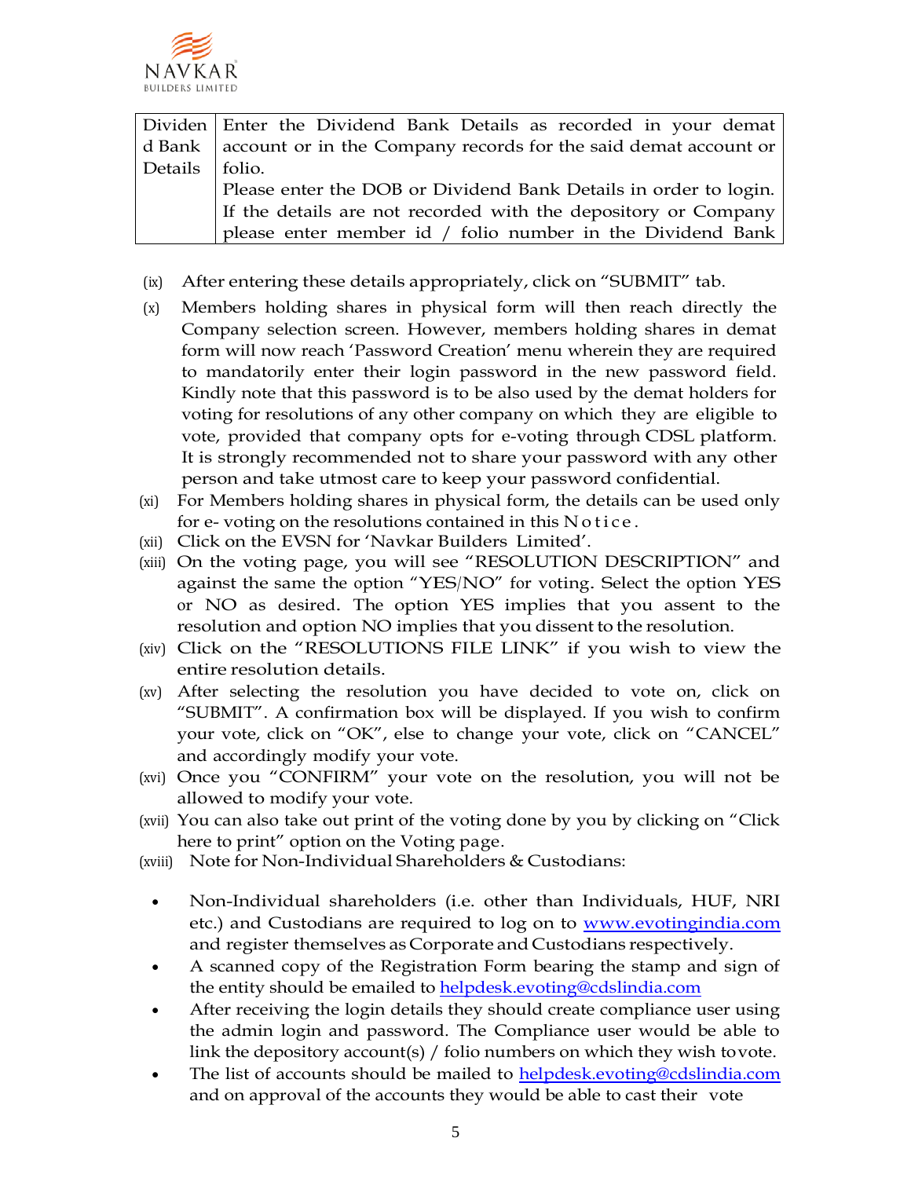| Dividend Bank Details | Enter the Dividend Bank Details as recorded in your demat account or in the Company records for the said demat account or folio. Please enter the DOB or Dividend Bank Details in order to login. If the details are not recorded with the depository or Company please enter member id / folio number in the Dividend Bank |
|---|---|

(ix) After entering these details appropriately, click on "SUBMIT" tab.

(x) Members holding shares in physical form will then reach directly the Company selection screen. However, members holding shares in demat form will now reach 'Password Creation' menu wherein they are required to mandatorily enter their login password in the new password field. Kindly note that this password is to be also used by the demat holders for voting for resolutions of any other company on which they are eligible to vote, provided that company opts for e-voting through CDSL platform. It is strongly recommended not to share your password with any other person and take utmost care to keep your password confidential.

(xi) For Members holding shares in physical form, the details can be used only for e- voting on the resolutions contained in this Notice.

(xii) Click on the EVSN for 'Navkar Builders Limited'.

(xiii) On the voting page, you will see "RESOLUTION DESCRIPTION" and against the same the option "YES/NO" for voting. Select the option YES or NO as desired. The option YES implies that you assent to the resolution and option NO implies that you dissent to the resolution.

(xiv) Click on the "RESOLUTIONS FILE LINK" if you wish to view the entire resolution details.

(xv) After selecting the resolution you have decided to vote on, click on "SUBMIT". A confirmation box will be displayed. If you wish to confirm your vote, click on "OK", else to change your vote, click on "CANCEL" and accordingly modify your vote.

(xvi) Once you "CONFIRM" your vote on the resolution, you will not be allowed to modify your vote.

(xvii) You can also take out print of the voting done by you by clicking on "Click here to print" option on the Voting page.

(xviii) Note for Non-Individual Shareholders & Custodians:

- Non-Individual shareholders (i.e. other than Individuals, HUF, NRI etc.) and Custodians are required to log on to www.evotingindia.com and register themselves as Corporate and Custodians respectively.
- A scanned copy of the Registration Form bearing the stamp and sign of the entity should be emailed to helpdesk.evoting@cdslindia.com
- After receiving the login details they should create compliance user using the admin login and password. The Compliance user would be able to link the depository account(s) / folio numbers on which they wish to vote.
- The list of accounts should be mailed to helpdesk.evoting@cdslindia.com and on approval of the accounts they would be able to cast their vote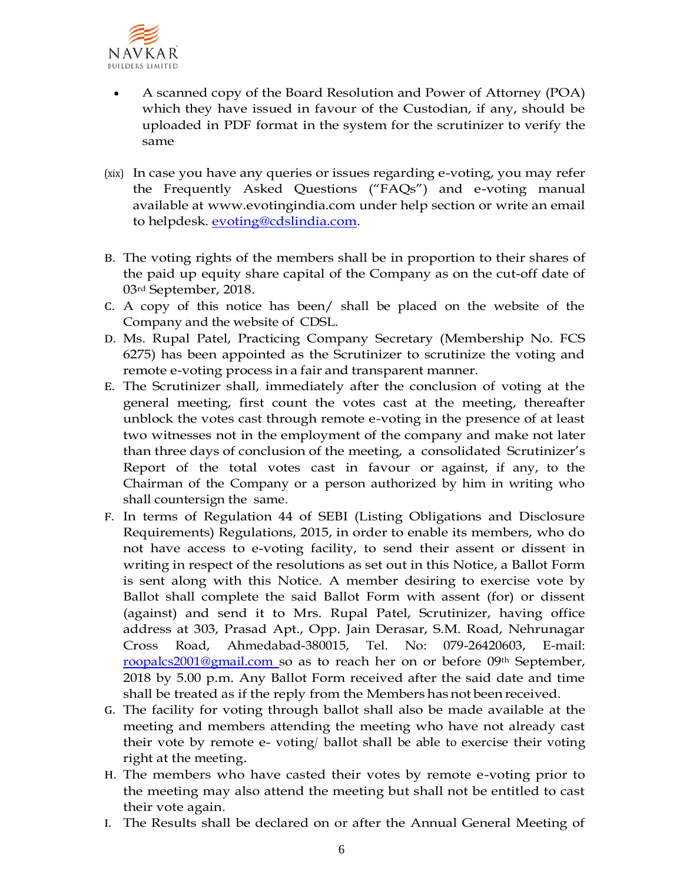- A scanned copy of the Board Resolution and Power of Attorney (POA) which they have issued in favour of the Custodian, if any, should be uploaded in PDF format in the system for the scrutinizer to verify the same

(xix) In case you have any queries or issues regarding e-voting, you may refer the Frequently Asked Questions ("FAQs") and e-voting manual available at www.evotingindia.com under help section or write an email to helpdesk. evoting@cdslindia.com.

B. The voting rights of the members shall be in proportion to their shares of the paid up equity share capital of the Company as on the cut-off date of 03rd September, 2018.

C. A copy of this notice has been/ shall be placed on the website of the Company and the website of CDSL.

D. Ms. Rupal Patel, Practicing Company Secretary (Membership No. FCS 6275) has been appointed as the Scrutinizer to scrutinize the voting and remote e-voting process in a fair and transparent manner.

E. The Scrutinizer shall, immediately after the conclusion of voting at the general meeting, first count the votes cast at the meeting, thereafter unblock the votes cast through remote e-voting in the presence of at least two witnesses not in the employment of the company and make not later than three days of conclusion of the meeting, a consolidated Scrutinizer's Report of the total votes cast in favour or against, if any, to the Chairman of the Company or a person authorized by him in writing who shall countersign the same.

F. In terms of Regulation 44 of SEBI (Listing Obligations and Disclosure Requirements) Regulations, 2015, in order to enable its members, who do not have access to e-voting facility, to send their assent or dissent in writing in respect of the resolutions as set out in this Notice, a Ballot Form is sent along with this Notice. A member desiring to exercise vote by Ballot shall complete the said Ballot Form with assent (for) or dissent (against) and send it to Mrs. Rupal Patel, Scrutinizer, having office address at 303, Prasad Apt., Opp. Jain Derasar, S.M. Road, Nehrunagar Cross Road, Ahmedabad-380015, Tel. No: 079-26420603, E-mail: roopalcs2001@gmail.com so as to reach her on or before 09th September, 2018 by 5.00 p.m. Any Ballot Form received after the said date and time shall be treated as if the reply from the Members has not been received.

G. The facility for voting through ballot shall also be made available at the meeting and members attending the meeting who have not already cast their vote by remote e- voting/ ballot shall be able to exercise their voting right at the meeting.

H. The members who have casted their votes by remote e-voting prior to the meeting may also attend the meeting but shall not be entitled to cast their vote again.

I. The Results shall be declared on or after the Annual General Meeting of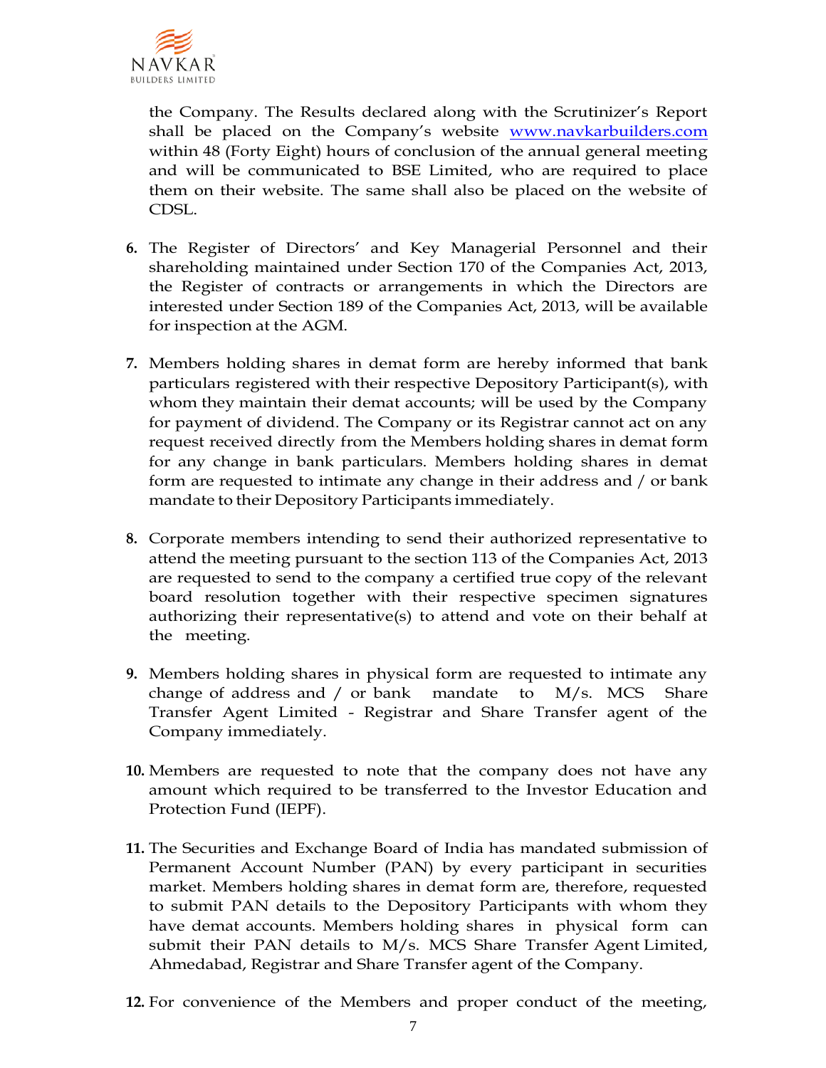the Company. The Results declared along with the Scrutinizer's Report shall be placed on the Company's website [www.navkarbuilders.com](http://www.navkarbuilders.com) within 48 (Forty Eight) hours of conclusion of the annual general meeting and will be communicated to BSE Limited, who are required to place them on their website. The same shall also be placed on the website of CDSL.

6. The Register of Directors' and Key Managerial Personnel and their shareholding maintained under Section 170 of the Companies Act, 2013, the Register of contracts or arrangements in which the Directors are interested under Section 189 of the Companies Act, 2013, will be available for inspection at the AGM.

7. Members holding shares in demat form are hereby informed that bank particulars registered with their respective Depository Participant(s), with whom they maintain their demat accounts; will be used by the Company for payment of dividend. The Company or its Registrar cannot act on any request received directly from the Members holding shares in demat form for any change in bank particulars. Members holding shares in demat form are requested to intimate any change in their address and / or bank mandate to their Depository Participants immediately.

8. Corporate members intending to send their authorized representative to attend the meeting pursuant to the section 113 of the Companies Act, 2013 are requested to send to the company a certified true copy of the relevant board resolution together with their respective specimen signatures authorizing their representative(s) to attend and vote on their behalf at the meeting.

9. Members holding shares in physical form are requested to intimate any change of address and / or bank mandate to M/s. MCS Share Transfer Agent Limited - Registrar and Share Transfer agent of the Company immediately.

10. Members are requested to note that the company does not have any amount which required to be transferred to the Investor Education and Protection Fund (IEPF).

11. The Securities and Exchange Board of India has mandated submission of Permanent Account Number (PAN) by every participant in securities market. Members holding shares in demat form are, therefore, requested to submit PAN details to the Depository Participants with whom they have demat accounts. Members holding shares in physical form can submit their PAN details to M/s. MCS Share Transfer Agent Limited, Ahmedabad, Registrar and Share Transfer agent of the Company.

12. For convenience of the Members and proper conduct of the meeting,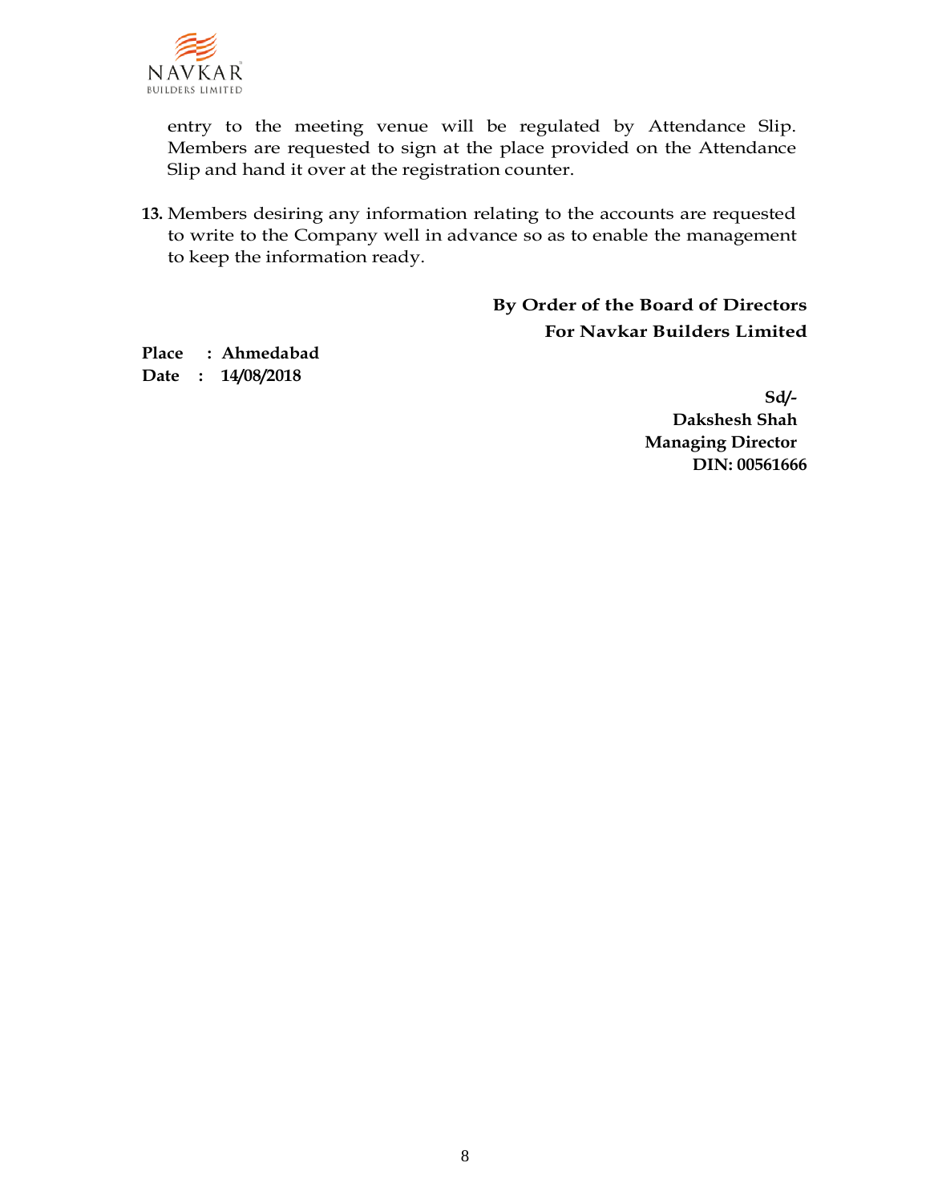entry to the meeting venue will be regulated by Attendance Slip. Members are requested to sign at the place provided on the Attendance Slip and hand it over at the registration counter.

13. Members desiring any information relating to the accounts are requested to write to the Company well in advance so as to enable the management to keep the information ready.

**By Order of the Board of Directors**
**For Navkar Builders Limited**

**Place : Ahmedabad**
**Date : 14/08/2018**

**Sd/-**
**Dakshesh Shah**
**Managing Director**
**DIN: 00561666**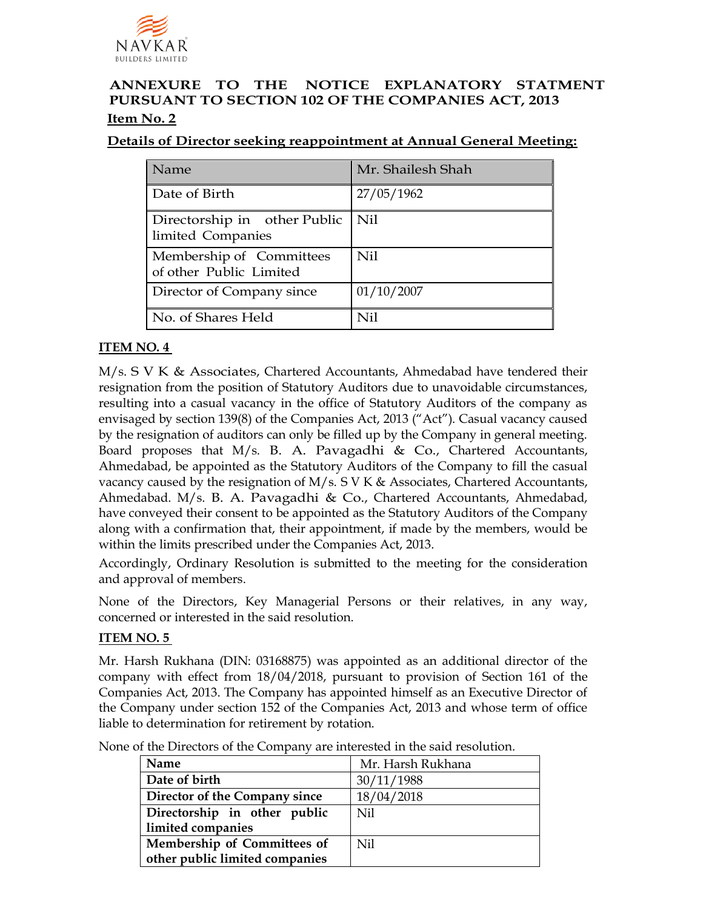NAVKAR BUILDERS LIMITED

## ANNEXURE TO THE NOTICE EXPLANATORY STATMENT PURSUANT TO SECTION 102 OF THE COMPANIES ACT, 2013

**Item No. 2**

**Details of Director seeking reappointment at Annual General Meeting:**

| Name | Mr. Shailesh Shah |
|---|---|
| Date of Birth | 27/05/1962 |
| Directorship in other Public limited Companies | Nil |
| Membership of Committees of other Public Limited | Nil |
| Director of Company since | 01/10/2007 |
| No. of Shares Held | Nil |

**ITEM NO. 4**

M/s. S V K & Associates, Chartered Accountants, Ahmedabad have tendered their resignation from the position of Statutory Auditors due to unavoidable circumstances, resulting into a casual vacancy in the office of Statutory Auditors of the company as envisaged by section 139(8) of the Companies Act, 2013 ("Act"). Casual vacancy caused by the resignation of auditors can only be filled up by the Company in general meeting. Board proposes that M/s. B. A. Pavagadhi & Co., Chartered Accountants, Ahmedabad, be appointed as the Statutory Auditors of the Company to fill the casual vacancy caused by the resignation of M/s. S V K & Associates, Chartered Accountants, Ahmedabad. M/s. B. A. Pavagadhi & Co., Chartered Accountants, Ahmedabad, have conveyed their consent to be appointed as the Statutory Auditors of the Company along with a confirmation that, their appointment, if made by the members, would be within the limits prescribed under the Companies Act, 2013.

Accordingly, Ordinary Resolution is submitted to the meeting for the consideration and approval of members.

None of the Directors, Key Managerial Persons or their relatives, in any way, concerned or interested in the said resolution.

**ITEM NO. 5**

Mr. Harsh Rukhana (DIN: 03168875) was appointed as an additional director of the company with effect from 18/04/2018, pursuant to provision of Section 161 of the Companies Act, 2013. The Company has appointed himself as an Executive Director of the Company under section 152 of the Companies Act, 2013 and whose term of office liable to determination for retirement by rotation.

None of the Directors of the Company are interested in the said resolution.

| **Name** | Mr. Harsh Rukhana |
|---|---|
| **Date of birth** | 30/11/1988 |
| **Director of the Company since** | 18/04/2018 |
| **Directorship in other public limited companies** | Nil |
| **Membership of Committees of other public limited companies** | Nil |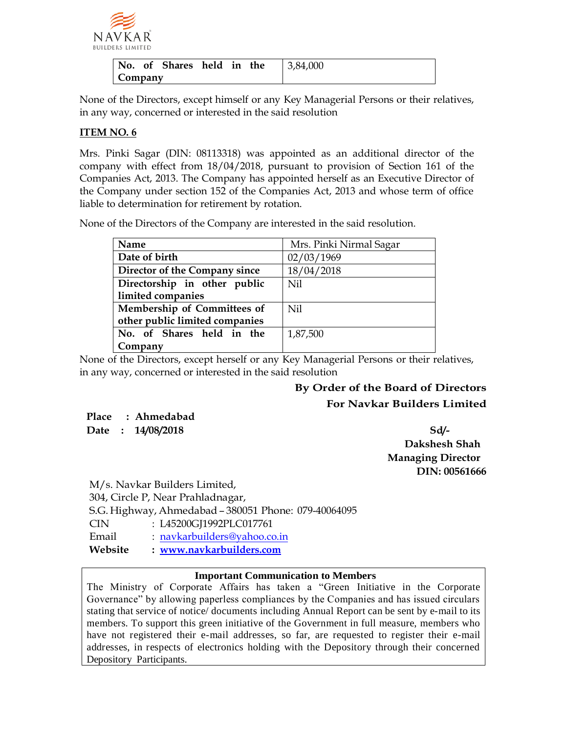| | |
|---|---|
| **No. of Shares held in the Company** | 3,84,000 |

None of the Directors, except himself or any Key Managerial Persons or their relatives, in any way, concerned or interested in the said resolution

**ITEM NO. 6**

Mrs. Pinki Sagar (DIN: 08113318) was appointed as an additional director of the company with effect from 18/04/2018, pursuant to provision of Section 161 of the Companies Act, 2013. The Company has appointed herself as an Executive Director of the Company under section 152 of the Companies Act, 2013 and whose term of office liable to determination for retirement by rotation.

None of the Directors of the Company are interested in the said resolution.

| | |
|---|---|
| **Name** | Mrs. Pinki Nirmal Sagar |
| **Date of birth** | 02/03/1969 |
| **Director of the Company since** | 18/04/2018 |
| **Directorship in other public limited companies** | Nil |
| **Membership of Committees of other public limited companies** | Nil |
| **No. of Shares held in the Company** | 1,87,500 |

None of the Directors, except herself or any Key Managerial Persons or their relatives, in any way, concerned or interested in the said resolution

**By Order of the Board of Directors**
**For Navkar Builders Limited**

**Place : Ahmedabad**
**Date : 14/08/2018**

**Sd/-**
**Dakshesh Shah**
**Managing Director**
**DIN: 00561666**

M/s. Navkar Builders Limited,
304, Circle P, Near Prahladnagar,
S.G. Highway, Ahmedabad – 380051 Phone: 079-40064095
CIN : L45200GJ1992PLC017761
Email : navkarbuilders@yahoo.co.in
**Website : www.navkarbuilders.com**

**Important Communication to Members**

The Ministry of Corporate Affairs has taken a "Green Initiative in the Corporate Governance" by allowing paperless compliances by the Companies and has issued circulars stating that service of notice/ documents including Annual Report can be sent by e-mail to its members. To support this green initiative of the Government in full measure, members who have not registered their e-mail addresses, so far, are requested to register their e-mail addresses, in respects of electronics holding with the Depository through their concerned Depository Participants.